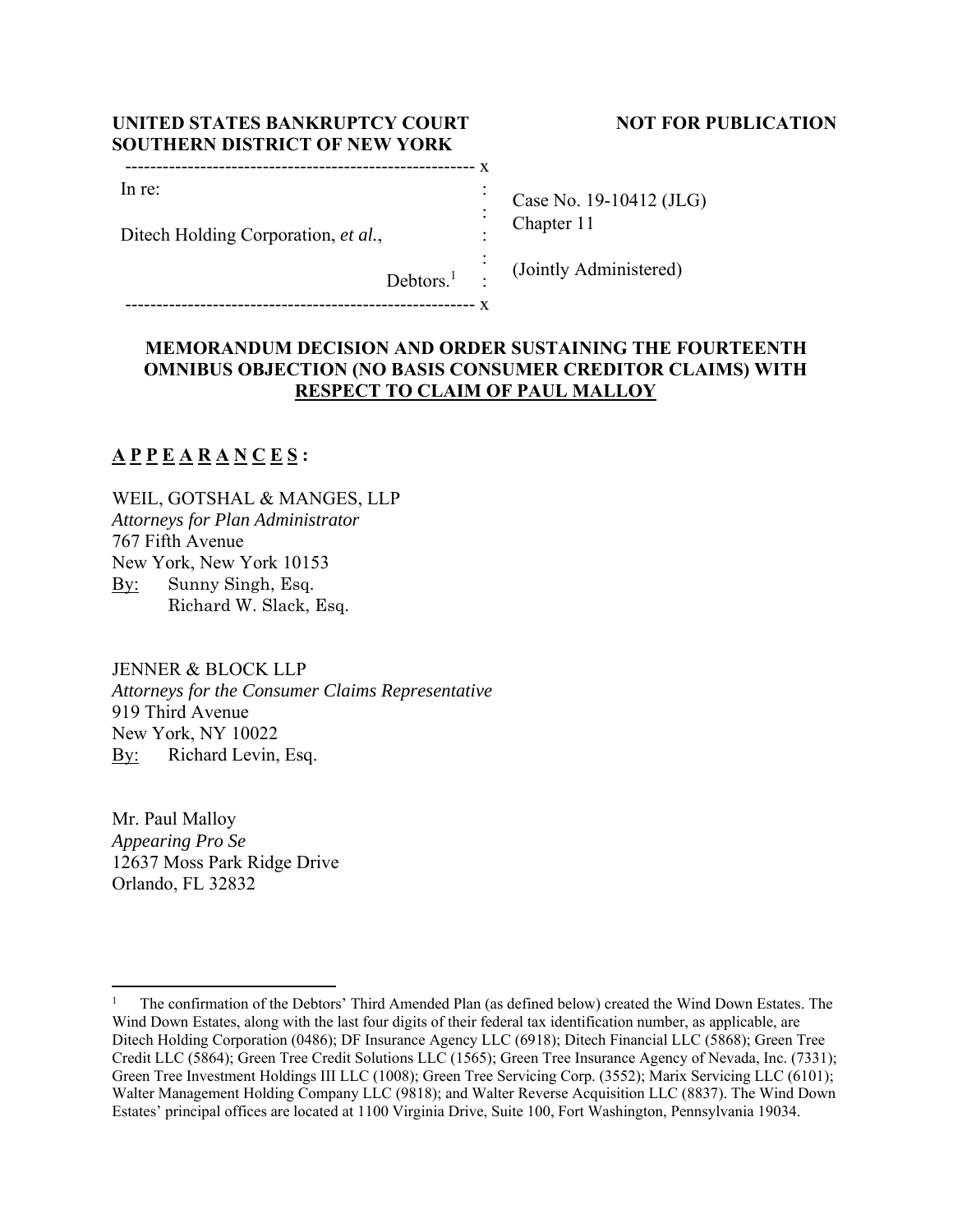**UNITED STATES BANKRUPTCY COURT**
**SOUTHERN DISTRICT OF NEW YORK**

**NOT FOR PUBLICATION**

---

In re:

Ditech Holding Corporation, *et al.*,

Debtors.[1]

Case No. 19-10412 (JLG)
Chapter 11

(Jointly Administered)

---

**MEMORANDUM DECISION AND ORDER SUSTAINING THE FOURTEENTH OMNIBUS OBJECTION (NO BASIS CONSUMER CREDITOR CLAIMS) WITH RESPECT TO CLAIM OF PAUL MALLOY**

**A P P E A R A N C E S :**

WEIL, GOTSHAL & MANGES, LLP
*Attorneys for Plan Administrator*
767 Fifth Avenue
New York, New York 10153
By: Sunny Singh, Esq.
Richard W. Slack, Esq.

JENNER & BLOCK LLP
*Attorneys for the Consumer Claims Representative*
919 Third Avenue
New York, NY 10022
By: Richard Levin, Esq.

Mr. Paul Malloy
*Appearing Pro Se*
12637 Moss Park Ridge Drive
Orlando, FL 32832

---

[1] The confirmation of the Debtors' Third Amended Plan (as defined below) created the Wind Down Estates. The Wind Down Estates, along with the last four digits of their federal tax identification number, as applicable, are Ditech Holding Corporation (0486); DF Insurance Agency LLC (6918); Ditech Financial LLC (5868); Green Tree Credit LLC (5864); Green Tree Credit Solutions LLC (1565); Green Tree Insurance Agency of Nevada, Inc. (7331); Green Tree Investment Holdings III LLC (1008); Green Tree Servicing Corp. (3552); Marix Servicing LLC (6101); Walter Management Holding Company LLC (9818); and Walter Reverse Acquisition LLC (8837). The Wind Down Estates' principal offices are located at 1100 Virginia Drive, Suite 100, Fort Washington, Pennsylvania 19034.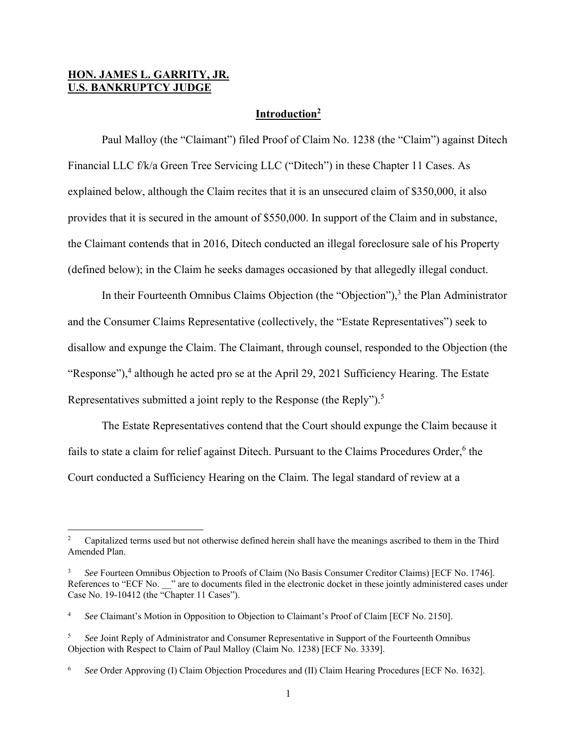**HON. JAMES L. GARRITY, JR.**
**U.S. BANKRUPTCY JUDGE**

## Introduction[2]

Paul Malloy (the "Claimant") filed Proof of Claim No. 1238 (the "Claim") against Ditech Financial LLC f/k/a Green Tree Servicing LLC ("Ditech") in these Chapter 11 Cases. As explained below, although the Claim recites that it is an unsecured claim of $350,000, it also provides that it is secured in the amount of $550,000. In support of the Claim and in substance, the Claimant contends that in 2016, Ditech conducted an illegal foreclosure sale of his Property (defined below); in the Claim he seeks damages occasioned by that allegedly illegal conduct.

In their Fourteenth Omnibus Claims Objection (the "Objection"),[3] the Plan Administrator and the Consumer Claims Representative (collectively, the "Estate Representatives") seek to disallow and expunge the Claim. The Claimant, through counsel, responded to the Objection (the "Response"),[4] although he acted pro se at the April 29, 2021 Sufficiency Hearing. The Estate Representatives submitted a joint reply to the Response (the Reply").[5]

The Estate Representatives contend that the Court should expunge the Claim because it fails to state a claim for relief against Ditech. Pursuant to the Claims Procedures Order,[6] the Court conducted a Sufficiency Hearing on the Claim. The legal standard of review at a

---

[2] Capitalized terms used but not otherwise defined herein shall have the meanings ascribed to them in the Third Amended Plan.

[3] *See* Fourteen Omnibus Objection to Proofs of Claim (No Basis Consumer Creditor Claims) [ECF No. 1746]. References to "ECF No. __" are to documents filed in the electronic docket in these jointly administered cases under Case No. 19-10412 (the "Chapter 11 Cases").

[4] *See* Claimant's Motion in Opposition to Objection to Claimant's Proof of Claim [ECF No. 2150].

[5] *See* Joint Reply of Administrator and Consumer Representative in Support of the Fourteenth Omnibus Objection with Respect to Claim of Paul Malloy (Claim No. 1238) [ECF No. 3339].

[6] *See* Order Approving (I) Claim Objection Procedures and (II) Claim Hearing Procedures [ECF No. 1632].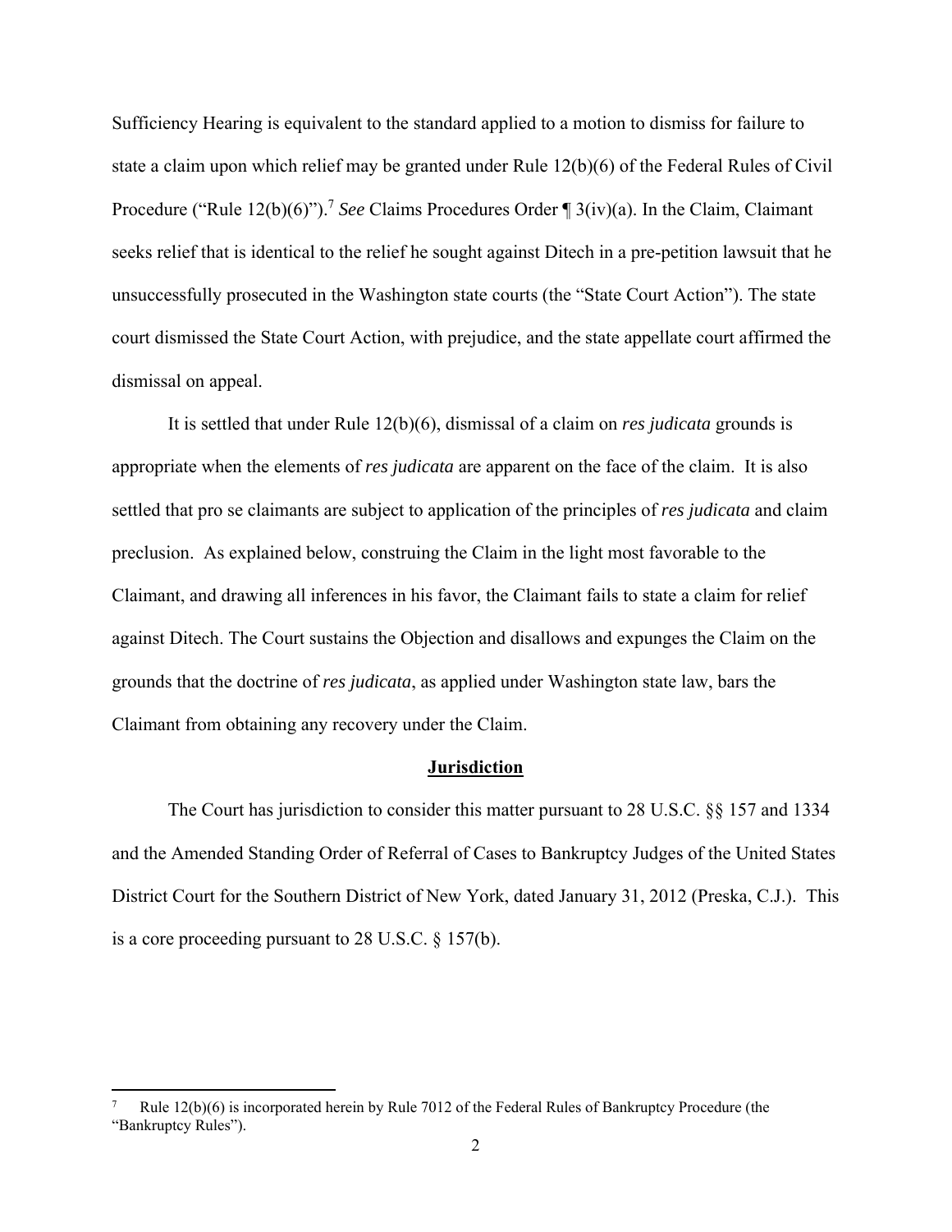Sufficiency Hearing is equivalent to the standard applied to a motion to dismiss for failure to state a claim upon which relief may be granted under Rule 12(b)(6) of the Federal Rules of Civil Procedure ("Rule 12(b)(6)").[7] *See* Claims Procedures Order ¶ 3(iv)(a). In the Claim, Claimant seeks relief that is identical to the relief he sought against Ditech in a pre-petition lawsuit that he unsuccessfully prosecuted in the Washington state courts (the "State Court Action"). The state court dismissed the State Court Action, with prejudice, and the state appellate court affirmed the dismissal on appeal.

It is settled that under Rule 12(b)(6), dismissal of a claim on *res judicata* grounds is appropriate when the elements of *res judicata* are apparent on the face of the claim. It is also settled that pro se claimants are subject to application of the principles of *res judicata* and claim preclusion. As explained below, construing the Claim in the light most favorable to the Claimant, and drawing all inferences in his favor, the Claimant fails to state a claim for relief against Ditech. The Court sustains the Objection and disallows and expunges the Claim on the grounds that the doctrine of *res judicata*, as applied under Washington state law, bars the Claimant from obtaining any recovery under the Claim.

## Jurisdiction

The Court has jurisdiction to consider this matter pursuant to 28 U.S.C. §§ 157 and 1334 and the Amended Standing Order of Referral of Cases to Bankruptcy Judges of the United States District Court for the Southern District of New York, dated January 31, 2012 (Preska, C.J.). This is a core proceeding pursuant to 28 U.S.C. § 157(b).

---

[7] Rule 12(b)(6) is incorporated herein by Rule 7012 of the Federal Rules of Bankruptcy Procedure (the "Bankruptcy Rules").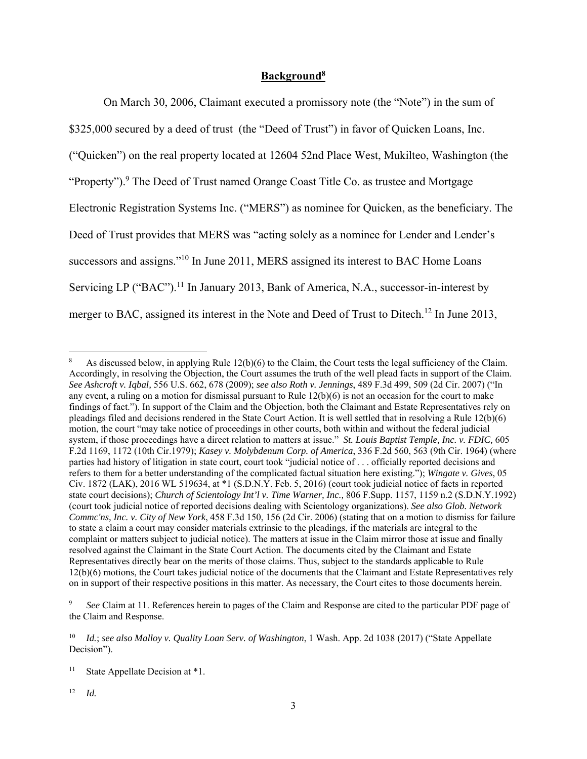## **Background**[8]

On March 30, 2006, Claimant executed a promissory note (the "Note") in the sum of $325,000 secured by a deed of trust (the "Deed of Trust") in favor of Quicken Loans, Inc. ("Quicken") on the real property located at 12604 52nd Place West, Mukilteo, Washington (the "Property").[9] The Deed of Trust named Orange Coast Title Co. as trustee and Mortgage Electronic Registration Systems Inc. ("MERS") as nominee for Quicken, as the beneficiary. The Deed of Trust provides that MERS was "acting solely as a nominee for Lender and Lender's successors and assigns."[10] In June 2011, MERS assigned its interest to BAC Home Loans Servicing LP ("BAC").[11] In January 2013, Bank of America, N.A., successor-in-interest by merger to BAC, assigned its interest in the Note and Deed of Trust to Ditech.[12] In June 2013,

---

[8] As discussed below, in applying Rule 12(b)(6) to the Claim, the Court tests the legal sufficiency of the Claim. Accordingly, in resolving the Objection, the Court assumes the truth of the well plead facts in support of the Claim. *See Ashcroft v. Iqbal,* 556 U.S. 662, 678 (2009); *see also Roth v. Jennings*, 489 F.3d 499, 509 (2d Cir. 2007) ("In any event, a ruling on a motion for dismissal pursuant to Rule 12(b)(6) is not an occasion for the court to make findings of fact."). In support of the Claim and the Objection, both the Claimant and Estate Representatives rely on pleadings filed and decisions rendered in the State Court Action. It is well settled that in resolving a Rule 12(b)(6) motion, the court "may take notice of proceedings in other courts, both within and without the federal judicial system, if those proceedings have a direct relation to matters at issue." *St. Louis Baptist Temple, Inc. v. FDIC,* 605 F.2d 1169, 1172 (10th Cir.1979); *Kasey v. Molybdenum Corp. of America*, 336 F.2d 560, 563 (9th Cir. 1964) (where parties had history of litigation in state court, court took "judicial notice of . . . officially reported decisions and refers to them for a better understanding of the complicated factual situation here existing."); *Wingate v. Gives*, 05 Civ. 1872 (LAK), 2016 WL 519634, at *1 (S.D.N.Y. Feb. 5, 2016) (court took judicial notice of facts in reported state court decisions); *Church of Scientology Int'l v. Time Warner, Inc.,* 806 F.Supp. 1157, 1159 n.2 (S.D.N.Y.1992) (court took judicial notice of reported decisions dealing with Scientology organizations). *See also Glob. Network Commc'ns, Inc. v. City of New York*, 458 F.3d 150, 156 (2d Cir. 2006) (stating that on a motion to dismiss for failure to state a claim a court may consider materials extrinsic to the pleadings, if the materials are integral to the complaint or matters subject to judicial notice). The matters at issue in the Claim mirror those at issue and finally resolved against the Claimant in the State Court Action. The documents cited by the Claimant and Estate Representatives directly bear on the merits of those claims. Thus, subject to the standards applicable to Rule 12(b)(6) motions, the Court takes judicial notice of the documents that the Claimant and Estate Representatives rely on in support of their respective positions in this matter. As necessary, the Court cites to those documents herein.

[9] *See* Claim at 11. References herein to pages of the Claim and Response are cited to the particular PDF page of the Claim and Response.

[10] *Id.*; *see also Malloy v. Quality Loan Serv. of Washington*, 1 Wash. App. 2d 1038 (2017) ("State Appellate Decision").

[11] State Appellate Decision at *1.

[12] *Id.*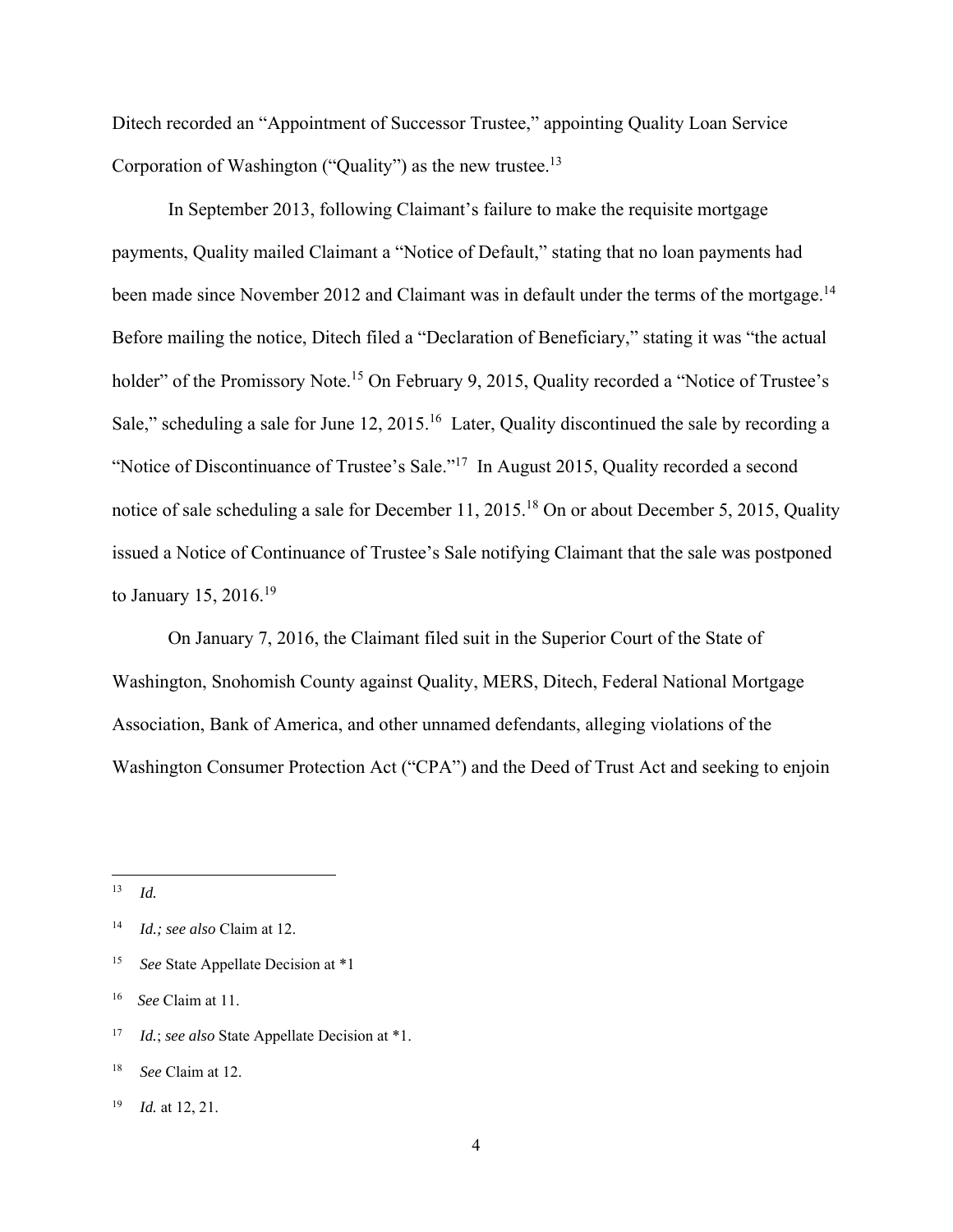Ditech recorded an "Appointment of Successor Trustee," appointing Quality Loan Service Corporation of Washington ("Quality") as the new trustee.[13]

In September 2013, following Claimant's failure to make the requisite mortgage payments, Quality mailed Claimant a "Notice of Default," stating that no loan payments had been made since November 2012 and Claimant was in default under the terms of the mortgage.[14] Before mailing the notice, Ditech filed a "Declaration of Beneficiary," stating it was "the actual holder" of the Promissory Note.[15] On February 9, 2015, Quality recorded a "Notice of Trustee's Sale," scheduling a sale for June 12, 2015.[16] Later, Quality discontinued the sale by recording a "Notice of Discontinuance of Trustee's Sale."[17] In August 2015, Quality recorded a second notice of sale scheduling a sale for December 11, 2015.[18] On or about December 5, 2015, Quality issued a Notice of Continuance of Trustee's Sale notifying Claimant that the sale was postponed to January 15, 2016.[19]

On January 7, 2016, the Claimant filed suit in the Superior Court of the State of Washington, Snohomish County against Quality, MERS, Ditech, Federal National Mortgage Association, Bank of America, and other unnamed defendants, alleging violations of the Washington Consumer Protection Act ("CPA") and the Deed of Trust Act and seeking to enjoin

---

[13] *Id.*

[14] *Id.; see also* Claim at 12.

[15] *See* State Appellate Decision at *1

[16] *See* Claim at 11.

[17] *Id.*; *see also* State Appellate Decision at *1.

[18] *See* Claim at 12.

[19] *Id.* at 12, 21.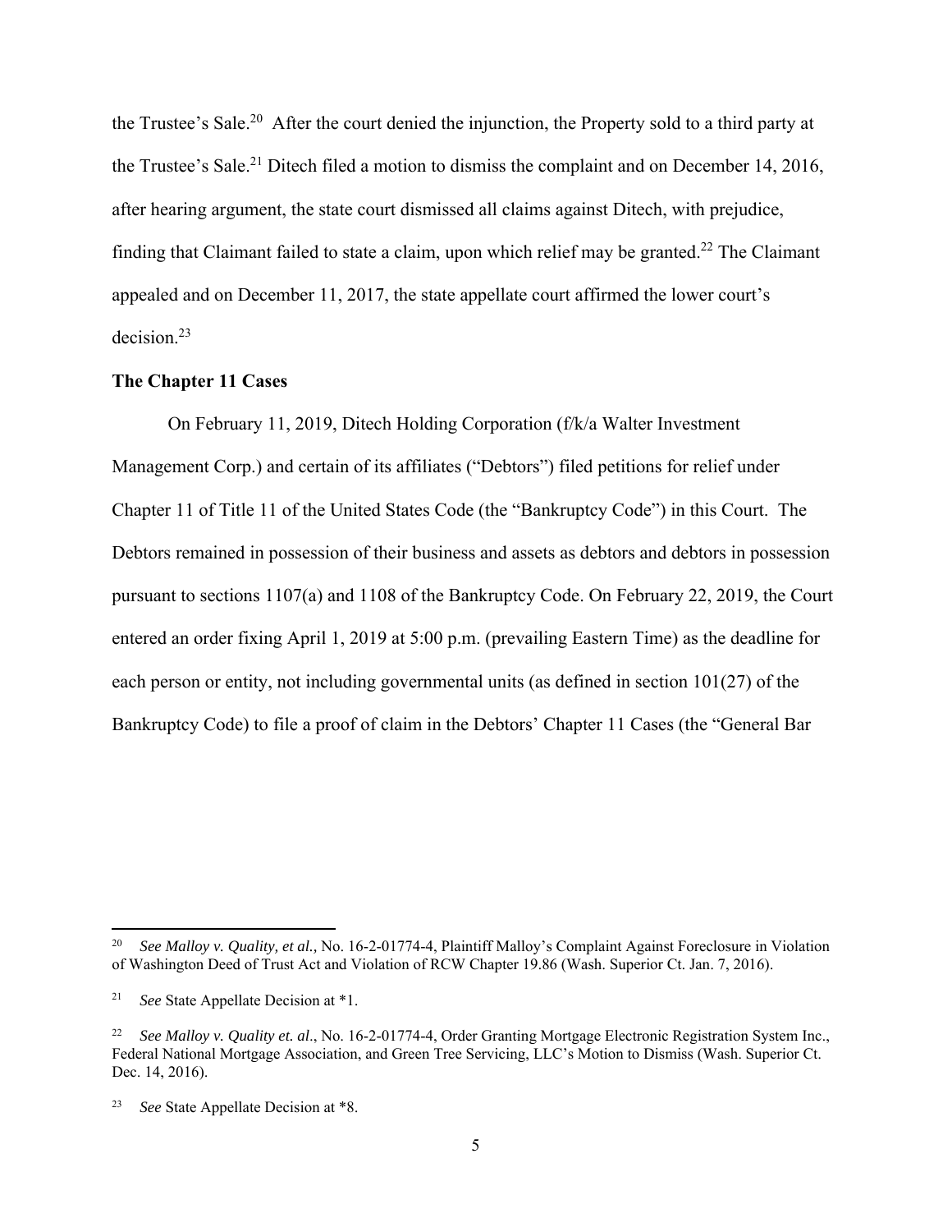the Trustee's Sale.[20] After the court denied the injunction, the Property sold to a third party at the Trustee's Sale.[21] Ditech filed a motion to dismiss the complaint and on December 14, 2016, after hearing argument, the state court dismissed all claims against Ditech, with prejudice, finding that Claimant failed to state a claim, upon which relief may be granted.[22] The Claimant appealed and on December 11, 2017, the state appellate court affirmed the lower court's decision.[23]

**The Chapter 11 Cases**

On February 11, 2019, Ditech Holding Corporation (f/k/a Walter Investment Management Corp.) and certain of its affiliates ("Debtors") filed petitions for relief under Chapter 11 of Title 11 of the United States Code (the "Bankruptcy Code") in this Court. The Debtors remained in possession of their business and assets as debtors and debtors in possession pursuant to sections 1107(a) and 1108 of the Bankruptcy Code. On February 22, 2019, the Court entered an order fixing April 1, 2019 at 5:00 p.m. (prevailing Eastern Time) as the deadline for each person or entity, not including governmental units (as defined in section 101(27) of the Bankruptcy Code) to file a proof of claim in the Debtors' Chapter 11 Cases (the "General Bar

---

[20] *See Malloy v. Quality, et al.,* No. 16-2-01774-4, Plaintiff Malloy's Complaint Against Foreclosure in Violation of Washington Deed of Trust Act and Violation of RCW Chapter 19.86 (Wash. Superior Ct. Jan. 7, 2016).

[21] *See* State Appellate Decision at *1.

[22] *See Malloy v. Quality et. al*., No. 16-2-01774-4, Order Granting Mortgage Electronic Registration System Inc., Federal National Mortgage Association, and Green Tree Servicing, LLC's Motion to Dismiss (Wash. Superior Ct. Dec. 14, 2016).

[23] *See* State Appellate Decision at *8.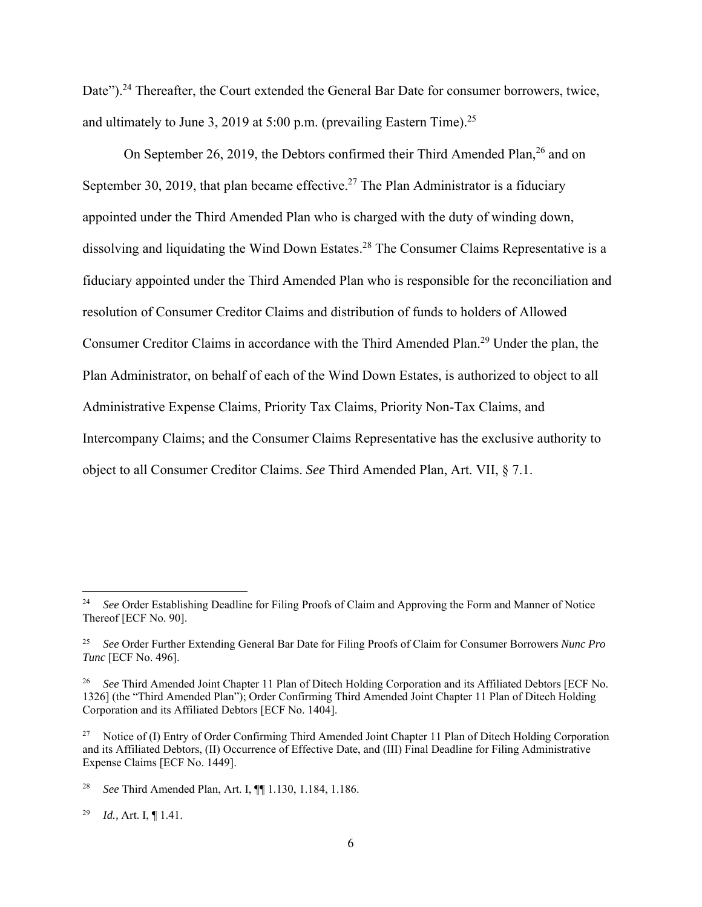Date").[24] Thereafter, the Court extended the General Bar Date for consumer borrowers, twice, and ultimately to June 3, 2019 at 5:00 p.m. (prevailing Eastern Time).[25]

On September 26, 2019, the Debtors confirmed their Third Amended Plan,[26] and on September 30, 2019, that plan became effective.[27] The Plan Administrator is a fiduciary appointed under the Third Amended Plan who is charged with the duty of winding down, dissolving and liquidating the Wind Down Estates.[28] The Consumer Claims Representative is a fiduciary appointed under the Third Amended Plan who is responsible for the reconciliation and resolution of Consumer Creditor Claims and distribution of funds to holders of Allowed Consumer Creditor Claims in accordance with the Third Amended Plan.[29] Under the plan, the Plan Administrator, on behalf of each of the Wind Down Estates, is authorized to object to all Administrative Expense Claims, Priority Tax Claims, Priority Non-Tax Claims, and Intercompany Claims; and the Consumer Claims Representative has the exclusive authority to object to all Consumer Creditor Claims. *See* Third Amended Plan, Art. VII, § 7.1.

---

[24] *See* Order Establishing Deadline for Filing Proofs of Claim and Approving the Form and Manner of Notice Thereof [ECF No. 90].

[25] *See* Order Further Extending General Bar Date for Filing Proofs of Claim for Consumer Borrowers *Nunc Pro Tunc* [ECF No. 496].

[26] *See* Third Amended Joint Chapter 11 Plan of Ditech Holding Corporation and its Affiliated Debtors [ECF No. 1326] (the "Third Amended Plan"); Order Confirming Third Amended Joint Chapter 11 Plan of Ditech Holding Corporation and its Affiliated Debtors [ECF No. 1404].

[27] Notice of (I) Entry of Order Confirming Third Amended Joint Chapter 11 Plan of Ditech Holding Corporation and its Affiliated Debtors, (II) Occurrence of Effective Date, and (III) Final Deadline for Filing Administrative Expense Claims [ECF No. 1449].

[28] *See* Third Amended Plan, Art. I, ¶¶ 1.130, 1.184, 1.186.

[29] *Id.,* Art. I, ¶ 1.41.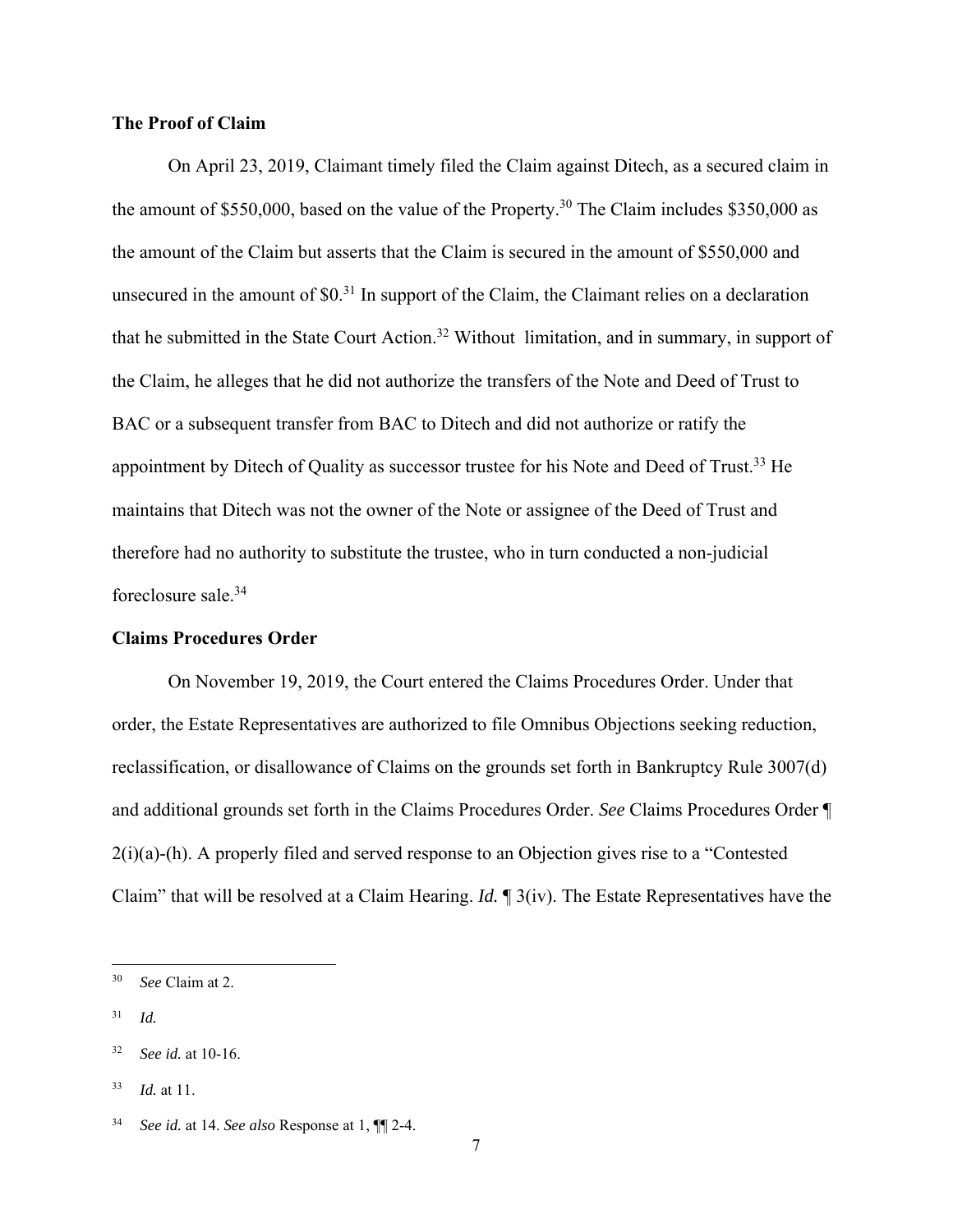**The Proof of Claim**

On April 23, 2019, Claimant timely filed the Claim against Ditech, as a secured claim in the amount of \$550,000, based on the value of the Property.[30] The Claim includes \$350,000 as the amount of the Claim but asserts that the Claim is secured in the amount of \$550,000 and unsecured in the amount of \$0.[31] In support of the Claim, the Claimant relies on a declaration that he submitted in the State Court Action.[32] Without limitation, and in summary, in support of the Claim, he alleges that he did not authorize the transfers of the Note and Deed of Trust to BAC or a subsequent transfer from BAC to Ditech and did not authorize or ratify the appointment by Ditech of Quality as successor trustee for his Note and Deed of Trust.[33] He maintains that Ditech was not the owner of the Note or assignee of the Deed of Trust and therefore had no authority to substitute the trustee, who in turn conducted a non-judicial foreclosure sale.[34]

**Claims Procedures Order**

On November 19, 2019, the Court entered the Claims Procedures Order. Under that order, the Estate Representatives are authorized to file Omnibus Objections seeking reduction, reclassification, or disallowance of Claims on the grounds set forth in Bankruptcy Rule 3007(d) and additional grounds set forth in the Claims Procedures Order. *See* Claims Procedures Order ¶ 2(i)(a)-(h). A properly filed and served response to an Objection gives rise to a "Contested Claim" that will be resolved at a Claim Hearing. *Id.* ¶ 3(iv). The Estate Representatives have the

---

[30] *See* Claim at 2.

[31] *Id.*

[32] *See id.* at 10-16.

[33] *Id.* at 11.

[34] *See id.* at 14. *See also* Response at 1, ¶¶ 2-4.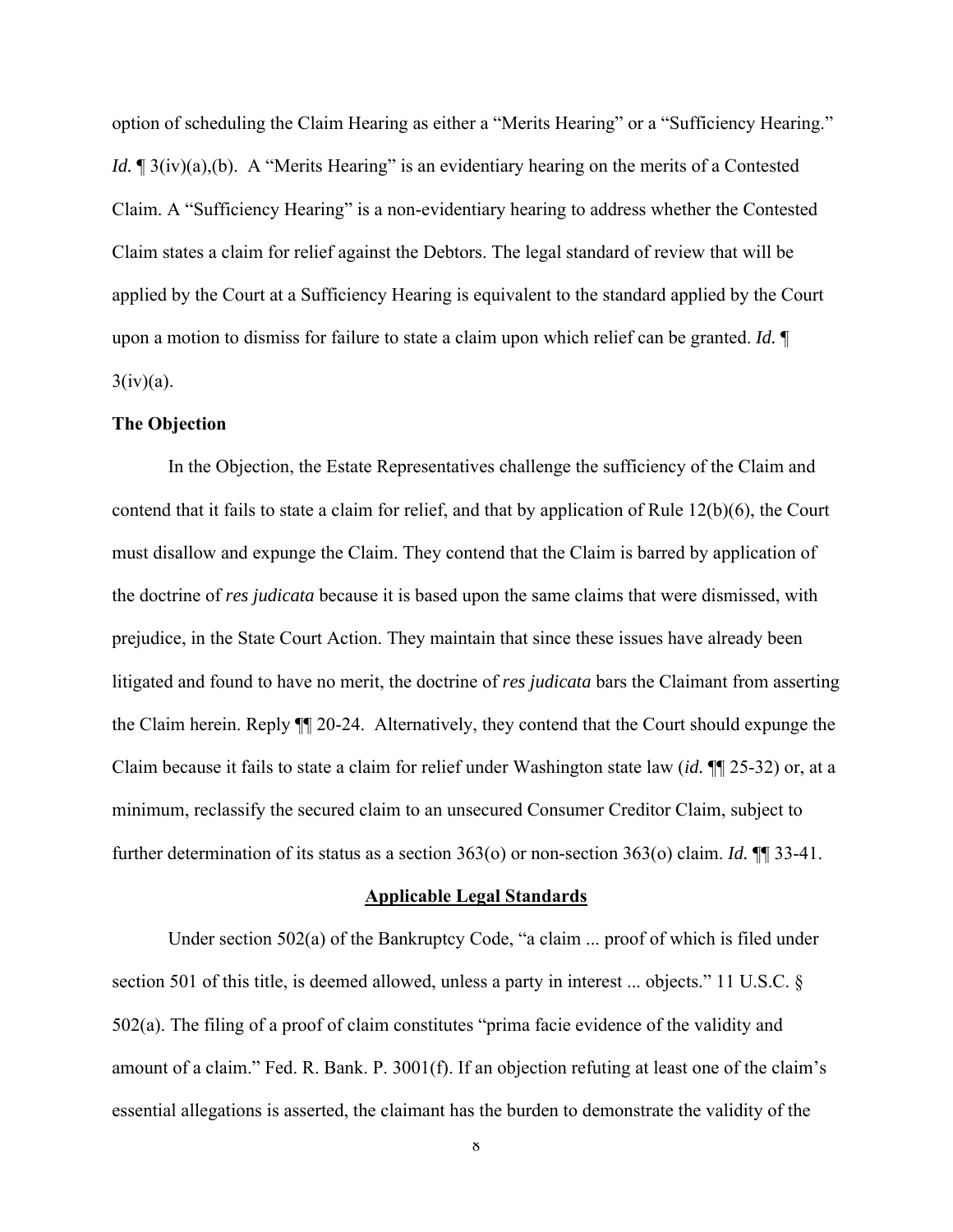option of scheduling the Claim Hearing as either a "Merits Hearing" or a "Sufficiency Hearing." *Id.* ¶ 3(iv)(a),(b). A "Merits Hearing" is an evidentiary hearing on the merits of a Contested Claim. A "Sufficiency Hearing" is a non-evidentiary hearing to address whether the Contested Claim states a claim for relief against the Debtors. The legal standard of review that will be applied by the Court at a Sufficiency Hearing is equivalent to the standard applied by the Court upon a motion to dismiss for failure to state a claim upon which relief can be granted. *Id.* ¶ 3(iv)(a).

**The Objection**

In the Objection, the Estate Representatives challenge the sufficiency of the Claim and contend that it fails to state a claim for relief, and that by application of Rule 12(b)(6), the Court must disallow and expunge the Claim. They contend that the Claim is barred by application of the doctrine of *res judicata* because it is based upon the same claims that were dismissed, with prejudice, in the State Court Action. They maintain that since these issues have already been litigated and found to have no merit, the doctrine of *res judicata* bars the Claimant from asserting the Claim herein. Reply ¶¶ 20-24. Alternatively, they contend that the Court should expunge the Claim because it fails to state a claim for relief under Washington state law (*id.* ¶¶ 25-32) or, at a minimum, reclassify the secured claim to an unsecured Consumer Creditor Claim, subject to further determination of its status as a section 363(o) or non-section 363(o) claim. *Id.* ¶¶ 33-41.

## Applicable Legal Standards

Under section 502(a) of the Bankruptcy Code, "a claim ... proof of which is filed under section 501 of this title, is deemed allowed, unless a party in interest ... objects." 11 U.S.C. § 502(a). The filing of a proof of claim constitutes "prima facie evidence of the validity and amount of a claim." Fed. R. Bank. P. 3001(f). If an objection refuting at least one of the claim's essential allegations is asserted, the claimant has the burden to demonstrate the validity of the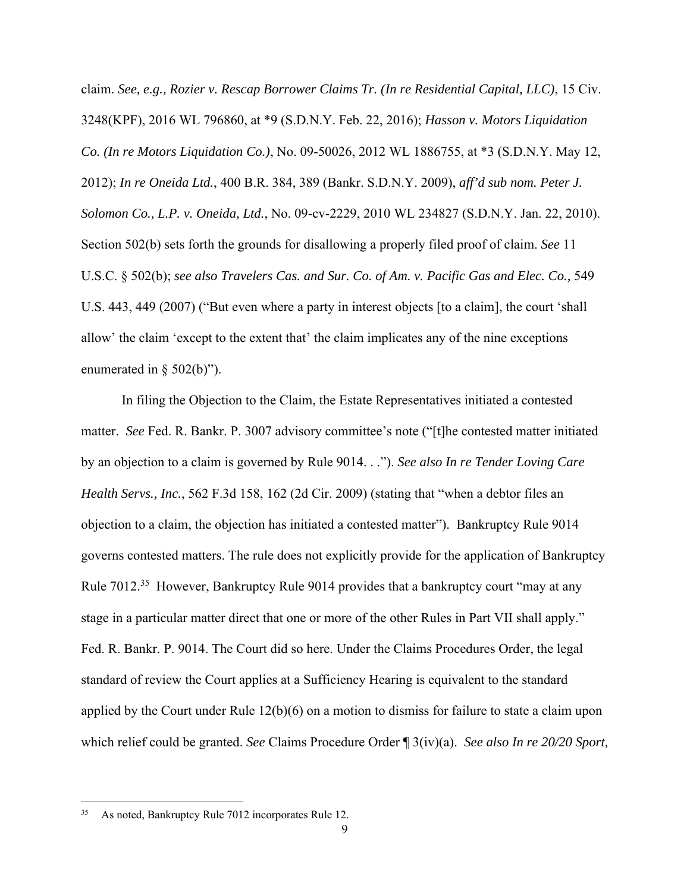claim. *See, e.g., Rozier v. Rescap Borrower Claims Tr. (In re Residential Capital, LLC)*, 15 Civ. 3248(KPF), 2016 WL 796860, at *9 (S.D.N.Y. Feb. 22, 2016); *Hasson v. Motors Liquidation Co. (In re Motors Liquidation Co.)*, No. 09-50026, 2012 WL 1886755, at *3 (S.D.N.Y. May 12, 2012); *In re Oneida Ltd.*, 400 B.R. 384, 389 (Bankr. S.D.N.Y. 2009), *aff'd sub nom. Peter J. Solomon Co., L.P. v. Oneida, Ltd.*, No. 09-cv-2229, 2010 WL 234827 (S.D.N.Y. Jan. 22, 2010). Section 502(b) sets forth the grounds for disallowing a properly filed proof of claim. *See* 11 U.S.C. § 502(b); *see also Travelers Cas. and Sur. Co. of Am. v. Pacific Gas and Elec. Co.,* 549 U.S. 443, 449 (2007) ("But even where a party in interest objects [to a claim], the court 'shall allow' the claim 'except to the extent that' the claim implicates any of the nine exceptions enumerated in § 502(b)").

In filing the Objection to the Claim, the Estate Representatives initiated a contested matter. *See* Fed. R. Bankr. P. 3007 advisory committee's note ("[t]he contested matter initiated by an objection to a claim is governed by Rule 9014. . ."). *See also In re Tender Loving Care Health Servs., Inc.*, 562 F.3d 158, 162 (2d Cir. 2009) (stating that "when a debtor files an objection to a claim, the objection has initiated a contested matter"). Bankruptcy Rule 9014 governs contested matters. The rule does not explicitly provide for the application of Bankruptcy Rule 7012.[35] However, Bankruptcy Rule 9014 provides that a bankruptcy court "may at any stage in a particular matter direct that one or more of the other Rules in Part VII shall apply." Fed. R. Bankr. P. 9014. The Court did so here. Under the Claims Procedures Order, the legal standard of review the Court applies at a Sufficiency Hearing is equivalent to the standard applied by the Court under Rule 12(b)(6) on a motion to dismiss for failure to state a claim upon which relief could be granted. *See* Claims Procedure Order ¶ 3(iv)(a). *See also In re 20/20 Sport,*

---

[35] As noted, Bankruptcy Rule 7012 incorporates Rule 12.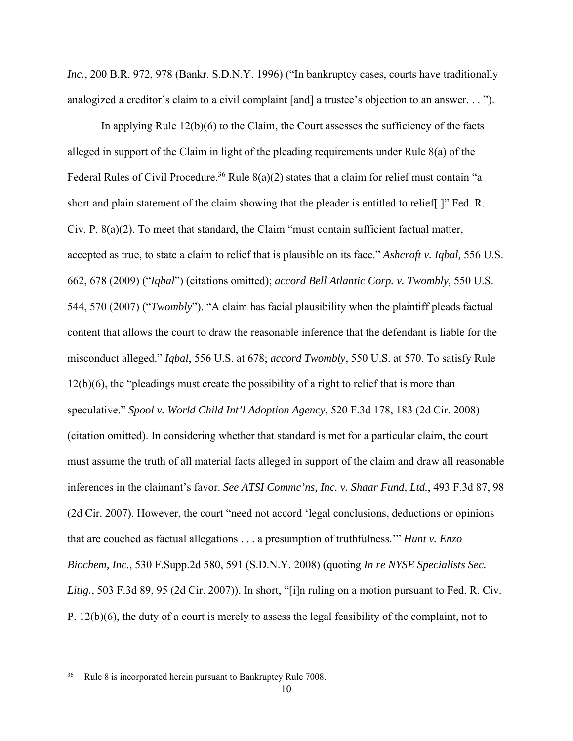*Inc.*, 200 B.R. 972, 978 (Bankr. S.D.N.Y. 1996) ("In bankruptcy cases, courts have traditionally analogized a creditor's claim to a civil complaint [and] a trustee's objection to an answer. . . ").

In applying Rule 12(b)(6) to the Claim, the Court assesses the sufficiency of the facts alleged in support of the Claim in light of the pleading requirements under Rule 8(a) of the Federal Rules of Civil Procedure.[36] Rule 8(a)(2) states that a claim for relief must contain "a short and plain statement of the claim showing that the pleader is entitled to relief[.]" Fed. R. Civ. P. 8(a)(2). To meet that standard, the Claim "must contain sufficient factual matter, accepted as true, to state a claim to relief that is plausible on its face." *Ashcroft v. Iqbal,* 556 U.S. 662, 678 (2009) ("*Iqbal*") (citations omitted); *accord Bell Atlantic Corp. v. Twombly,* 550 U.S. 544, 570 (2007) ("*Twombly*"). "A claim has facial plausibility when the plaintiff pleads factual content that allows the court to draw the reasonable inference that the defendant is liable for the misconduct alleged." *Iqbal*, 556 U.S. at 678; *accord Twombly*, 550 U.S. at 570. To satisfy Rule 12(b)(6), the "pleadings must create the possibility of a right to relief that is more than speculative." *Spool v. World Child Int'l Adoption Agency*, 520 F.3d 178, 183 (2d Cir. 2008) (citation omitted). In considering whether that standard is met for a particular claim, the court must assume the truth of all material facts alleged in support of the claim and draw all reasonable inferences in the claimant's favor. *See ATSI Commc'ns, Inc. v. Shaar Fund, Ltd.*, 493 F.3d 87, 98 (2d Cir. 2007). However, the court "need not accord 'legal conclusions, deductions or opinions that are couched as factual allegations . . . a presumption of truthfulness.'" *Hunt v. Enzo Biochem, Inc.*, 530 F.Supp.2d 580, 591 (S.D.N.Y. 2008) (quoting *In re NYSE Specialists Sec. Litig.*, 503 F.3d 89, 95 (2d Cir. 2007)). In short, "[i]n ruling on a motion pursuant to Fed. R. Civ. P. 12(b)(6), the duty of a court is merely to assess the legal feasibility of the complaint, not to

---

[36] Rule 8 is incorporated herein pursuant to Bankruptcy Rule 7008.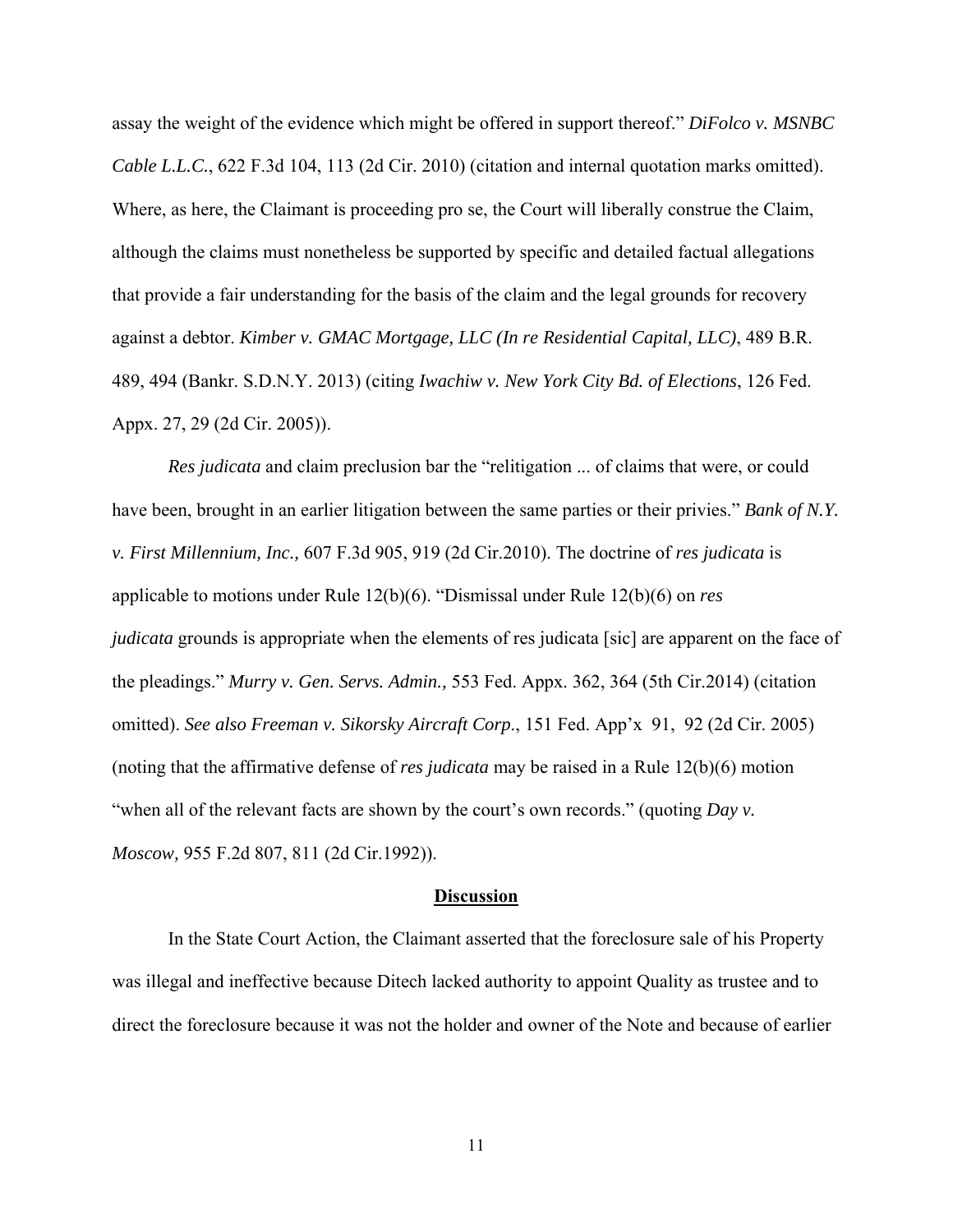assay the weight of the evidence which might be offered in support thereof." *DiFolco v. MSNBC Cable L.L.C.*, 622 F.3d 104, 113 (2d Cir. 2010) (citation and internal quotation marks omitted). Where, as here, the Claimant is proceeding pro se, the Court will liberally construe the Claim, although the claims must nonetheless be supported by specific and detailed factual allegations that provide a fair understanding for the basis of the claim and the legal grounds for recovery against a debtor. *Kimber v. GMAC Mortgage, LLC (In re Residential Capital, LLC)*, 489 B.R. 489, 494 (Bankr. S.D.N.Y. 2013) (citing *Iwachiw v. New York City Bd. of Elections*, 126 Fed. Appx. 27, 29 (2d Cir. 2005)).

*Res judicata* and claim preclusion bar the "relitigation ... of claims that were, or could have been, brought in an earlier litigation between the same parties or their privies." *Bank of N.Y. v. First Millennium, Inc.,* 607 F.3d 905, 919 (2d Cir.2010). The doctrine of *res judicata* is applicable to motions under Rule 12(b)(6). "Dismissal under Rule 12(b)(6) on *res judicata* grounds is appropriate when the elements of res judicata [sic] are apparent on the face of the pleadings." *Murry v. Gen. Servs. Admin.,* 553 Fed. Appx. 362, 364 (5th Cir.2014) (citation omitted). *See also Freeman v. Sikorsky Aircraft Corp*., 151 Fed. App'x 91, 92 (2d Cir. 2005) (noting that the affirmative defense of *res judicata* may be raised in a Rule 12(b)(6) motion "when all of the relevant facts are shown by the court's own records." (quoting *Day v. Moscow,* 955 F.2d 807, 811 (2d Cir.1992)).

## Discussion

In the State Court Action, the Claimant asserted that the foreclosure sale of his Property was illegal and ineffective because Ditech lacked authority to appoint Quality as trustee and to direct the foreclosure because it was not the holder and owner of the Note and because of earlier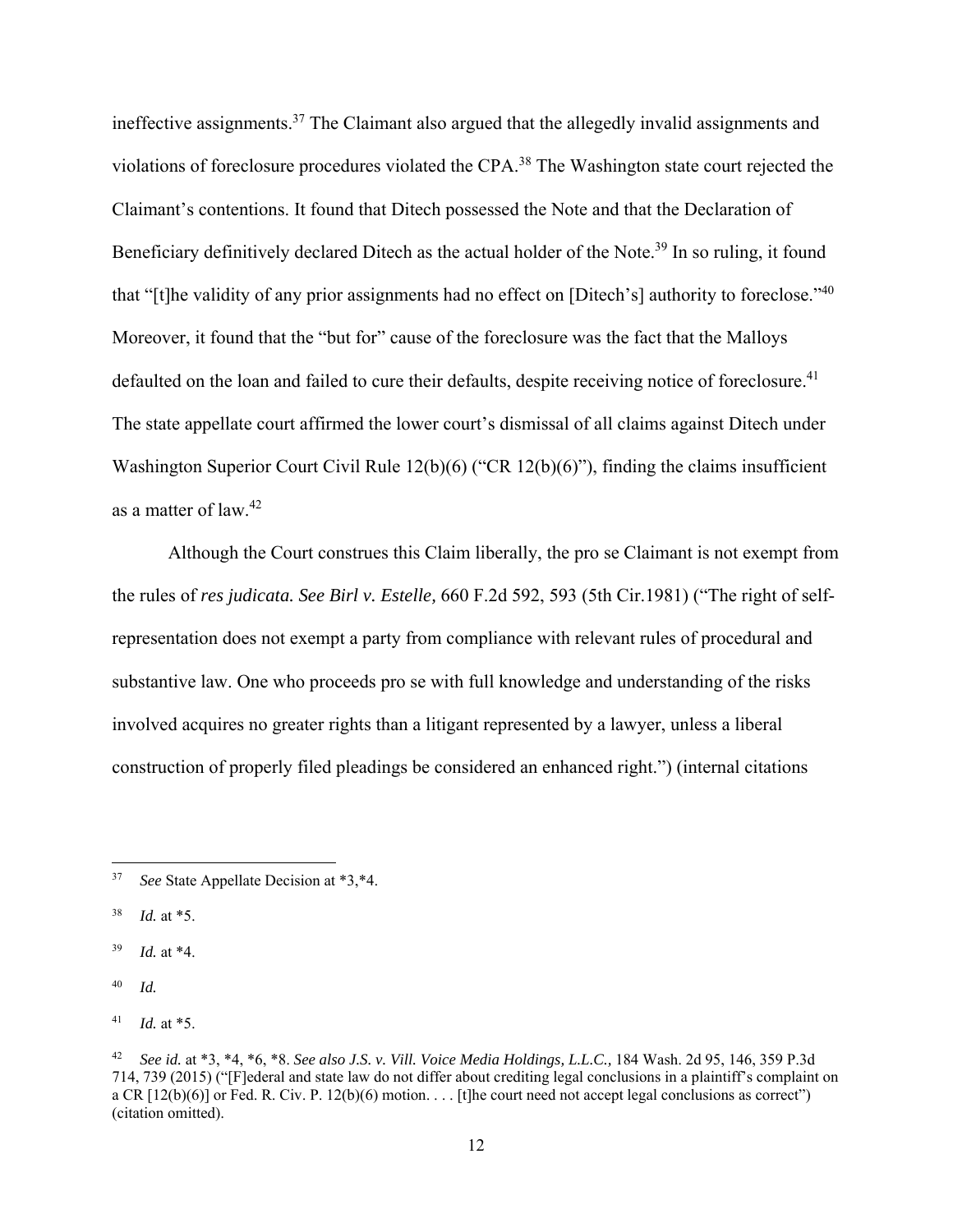ineffective assignments.[37] The Claimant also argued that the allegedly invalid assignments and violations of foreclosure procedures violated the CPA.[38] The Washington state court rejected the Claimant's contentions. It found that Ditech possessed the Note and that the Declaration of Beneficiary definitively declared Ditech as the actual holder of the Note.[39] In so ruling, it found that "[t]he validity of any prior assignments had no effect on [Ditech's] authority to foreclose."[40] Moreover, it found that the "but for" cause of the foreclosure was the fact that the Malloys defaulted on the loan and failed to cure their defaults, despite receiving notice of foreclosure.[41] The state appellate court affirmed the lower court's dismissal of all claims against Ditech under Washington Superior Court Civil Rule 12(b)(6) ("CR 12(b)(6)"), finding the claims insufficient as a matter of law.[42]

Although the Court construes this Claim liberally, the pro se Claimant is not exempt from the rules of *res judicata. See Birl v. Estelle,* 660 F.2d 592, 593 (5th Cir.1981) ("The right of self-representation does not exempt a party from compliance with relevant rules of procedural and substantive law. One who proceeds pro se with full knowledge and understanding of the risks involved acquires no greater rights than a litigant represented by a lawyer, unless a liberal construction of properly filed pleadings be considered an enhanced right.") (internal citations

---

[37] *See* State Appellate Decision at *3,*4.

[38] *Id.* at *5.

[39] *Id.* at *4.

[40] *Id.*

[41] *Id.* at *5.

[42] *See id.* at *3, *4, *6, *8. *See also J.S. v. Vill. Voice Media Holdings, L.L.C.,* 184 Wash. 2d 95, 146, 359 P.3d 714, 739 (2015) ("[F]ederal and state law do not differ about crediting legal conclusions in a plaintiff's complaint on a CR [12(b)(6)] or Fed. R. Civ. P. 12(b)(6) motion. . . . [t]he court need not accept legal conclusions as correct") (citation omitted).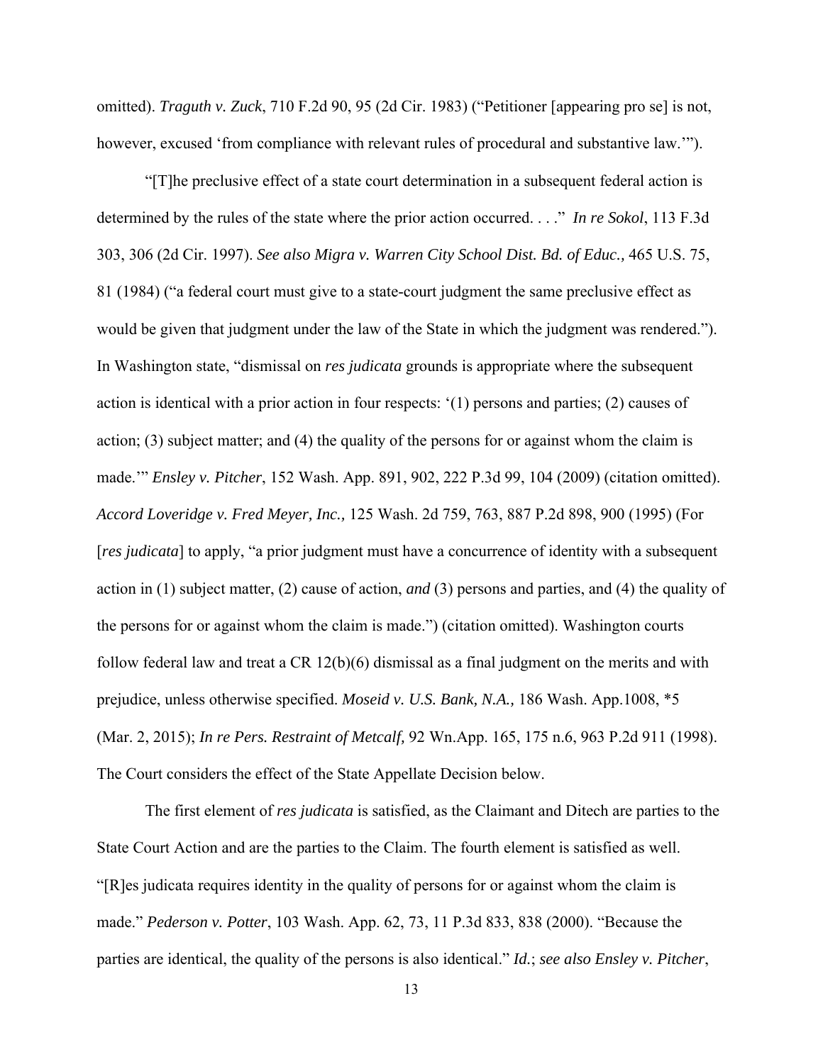omitted). *Traguth v. Zuck*, 710 F.2d 90, 95 (2d Cir. 1983) ("Petitioner [appearing pro se] is not, however, excused 'from compliance with relevant rules of procedural and substantive law.'").

"[T]he preclusive effect of a state court determination in a subsequent federal action is determined by the rules of the state where the prior action occurred. . . ." *In re Sokol*, 113 F.3d 303, 306 (2d Cir. 1997). *See also Migra v. Warren City School Dist. Bd. of Educ.,* 465 U.S. 75, 81 (1984) ("a federal court must give to a state-court judgment the same preclusive effect as would be given that judgment under the law of the State in which the judgment was rendered."). In Washington state, "dismissal on *res judicata* grounds is appropriate where the subsequent action is identical with a prior action in four respects: '(1) persons and parties; (2) causes of action; (3) subject matter; and (4) the quality of the persons for or against whom the claim is made.'" *Ensley v. Pitcher*, 152 Wash. App. 891, 902, 222 P.3d 99, 104 (2009) (citation omitted). *Accord Loveridge v. Fred Meyer, Inc.,* 125 Wash. 2d 759, 763, 887 P.2d 898, 900 (1995) (For [*res judicata*] to apply, "a prior judgment must have a concurrence of identity with a subsequent action in (1) subject matter, (2) cause of action, *and* (3) persons and parties, and (4) the quality of the persons for or against whom the claim is made.") (citation omitted). Washington courts follow federal law and treat a CR 12(b)(6) dismissal as a final judgment on the merits and with prejudice, unless otherwise specified. *Moseid v. U.S. Bank, N.A.,* 186 Wash. App.1008, *5 (Mar. 2, 2015); *In re Pers. Restraint of Metcalf,* 92 Wn.App. 165, 175 n.6, 963 P.2d 911 (1998). The Court considers the effect of the State Appellate Decision below.

The first element of *res judicata* is satisfied, as the Claimant and Ditech are parties to the State Court Action and are the parties to the Claim. The fourth element is satisfied as well. "[R]es judicata requires identity in the quality of persons for or against whom the claim is made." *Pederson v. Potter*, 103 Wash. App. 62, 73, 11 P.3d 833, 838 (2000). "Because the parties are identical, the quality of the persons is also identical." *Id.*; *see also Ensley v. Pitcher*,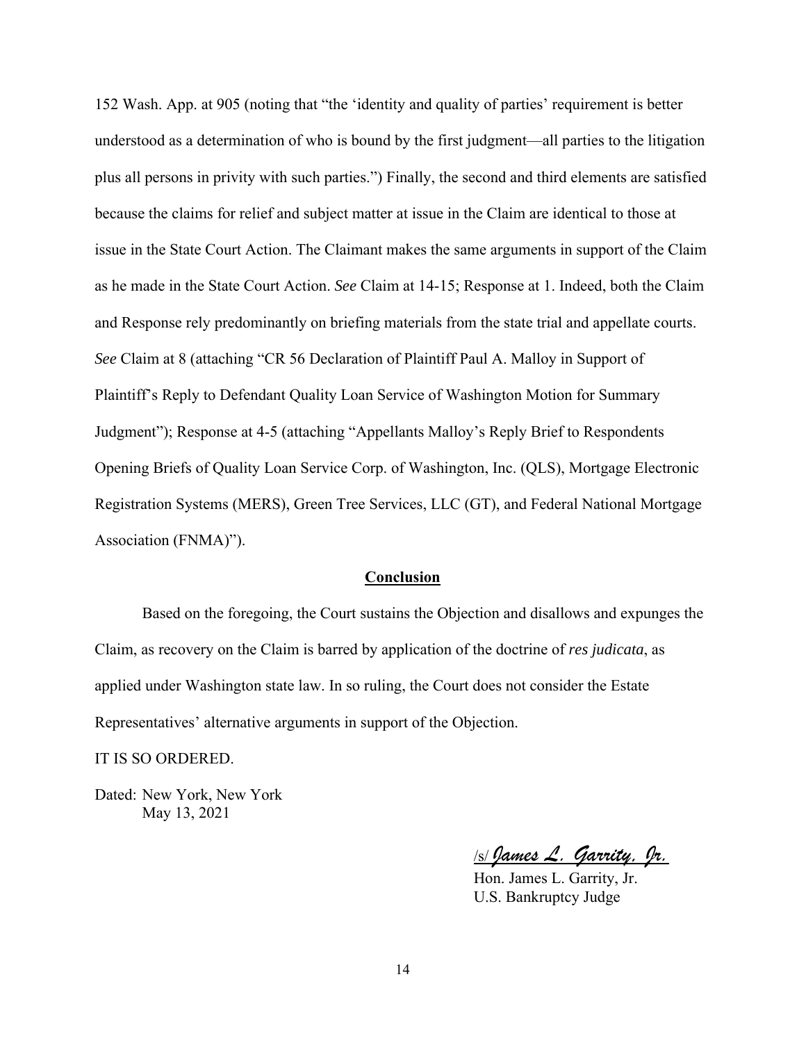152 Wash. App. at 905 (noting that "the 'identity and quality of parties' requirement is better understood as a determination of who is bound by the first judgment—all parties to the litigation plus all persons in privity with such parties.") Finally, the second and third elements are satisfied because the claims for relief and subject matter at issue in the Claim are identical to those at issue in the State Court Action. The Claimant makes the same arguments in support of the Claim as he made in the State Court Action. *See* Claim at 14-15; Response at 1. Indeed, both the Claim and Response rely predominantly on briefing materials from the state trial and appellate courts. *See* Claim at 8 (attaching "CR 56 Declaration of Plaintiff Paul A. Malloy in Support of Plaintiff's Reply to Defendant Quality Loan Service of Washington Motion for Summary Judgment"); Response at 4-5 (attaching "Appellants Malloy's Reply Brief to Respondents Opening Briefs of Quality Loan Service Corp. of Washington, Inc. (QLS), Mortgage Electronic Registration Systems (MERS), Green Tree Services, LLC (GT), and Federal National Mortgage Association (FNMA)").

**Conclusion**

Based on the foregoing, the Court sustains the Objection and disallows and expunges the Claim, as recovery on the Claim is barred by application of the doctrine of *res judicata*, as applied under Washington state law. In so ruling, the Court does not consider the Estate Representatives' alternative arguments in support of the Objection.

IT IS SO ORDERED.

Dated: New York, New York
May 13, 2021

/s/ *James L. Garrity, Jr.*
Hon. James L. Garrity, Jr.
U.S. Bankruptcy Judge